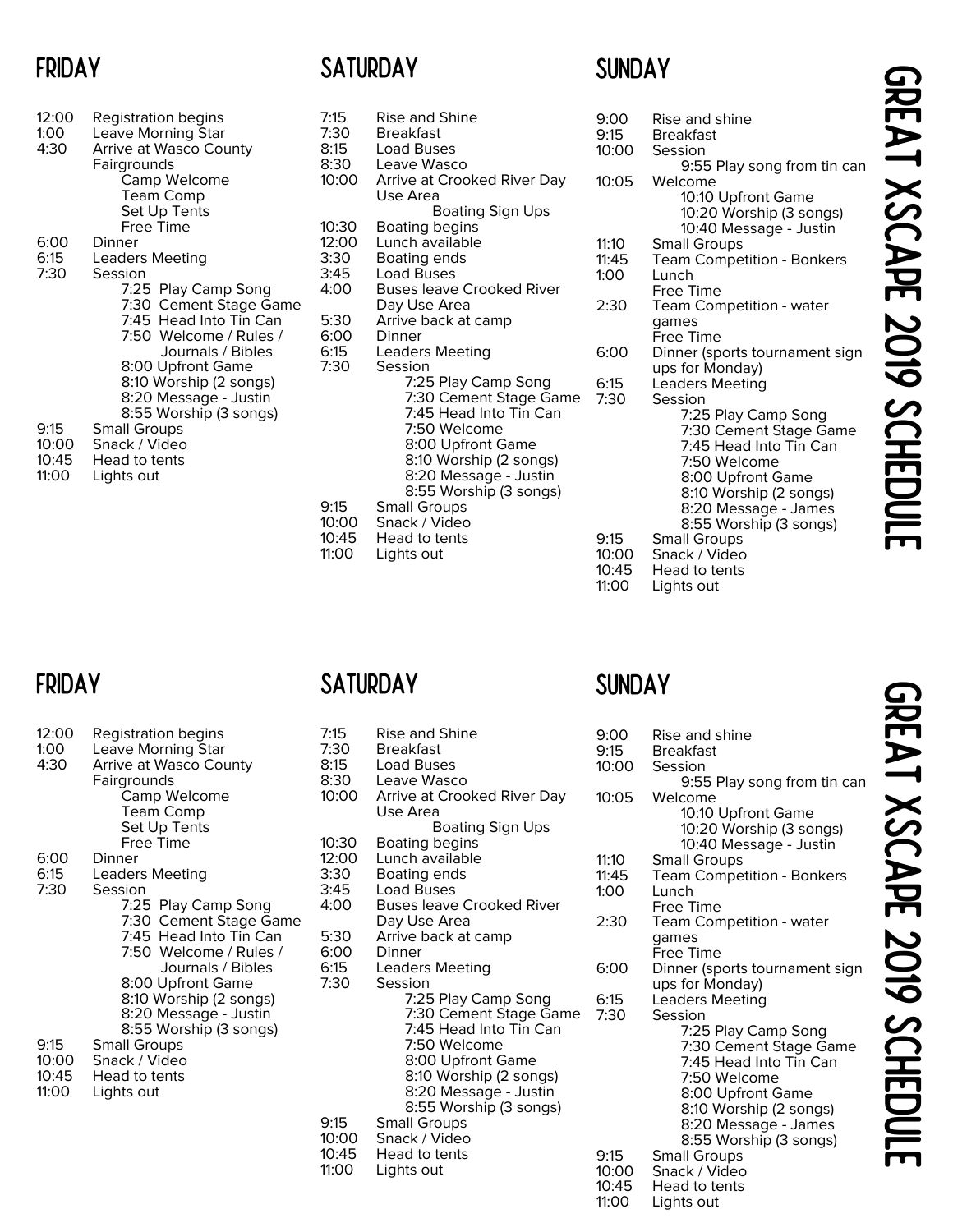# GREAT XSCAPE 2019 SCHEDULE

## FRIDAY

12:00 Registration begins
1:00 Leave Morning Star
4:30 Arrive at Wasco County Fairgrounds
- Camp Welcome
- Team Comp
- Set Up Tents
- Free Time

6:00 Dinner
6:15 Leaders Meeting
7:30 Session
- 7:25 Play Camp Song
- 7:30 Cement Stage Game
- 7:45 Head Into Tin Can
- 7:50 Welcome / Rules / Journals / Bibles
- 8:00 Upfront Game
- 8:10 Worship (2 songs)
- 8:20 Message - Justin
- 8:55 Worship (3 songs)

9:15 Small Groups
10:00 Snack / Video
10:45 Head to tents
11:00 Lights out

## SATURDAY

7:15 Rise and Shine
7:30 Breakfast
8:15 Load Buses
8:30 Leave Wasco
10:00 Arrive at Crooked River Day Use Area
- Boating Sign Ups

10:30 Boating begins
12:00 Lunch available
3:30 Boating ends
3:45 Load Buses
4:00 Buses leave Crooked River Day Use Area
5:30 Arrive back at camp
6:00 Dinner
6:15 Leaders Meeting
7:30 Session
- 7:25 Play Camp Song
- 7:30 Cement Stage Game
- 7:45 Head Into Tin Can
- 7:50 Welcome
- 8:00 Upfront Game
- 8:10 Worship (2 songs)
- 8:20 Message - Justin
- 8:55 Worship (3 songs)

9:15 Small Groups
10:00 Snack / Video
10:45 Head to tents
11:00 Lights out

## SUNDAY

9:00 Rise and shine
9:15 Breakfast
10:00 Session
- 9:55 Play song from tin can

10:05 Welcome
- 10:10 Upfront Game
- 10:20 Worship (3 songs)
- 10:40 Message - Justin

11:10 Small Groups
11:45 Team Competition - Bonkers
1:00 Lunch
Free Time
2:30 Team Competition - water games
Free Time
6:00 Dinner (sports tournament sign ups for Monday)
6:15 Leaders Meeting
7:30 Session
- 7:25 Play Camp Song
- 7:30 Cement Stage Game
- 7:45 Head Into Tin Can
- 7:50 Welcome
- 8:00 Upfront Game
- 8:10 Worship (2 songs)
- 8:20 Message - James
- 8:55 Worship (3 songs)

9:15 Small Groups
10:00 Snack / Video
10:45 Head to tents
11:00 Lights out

# GREAT XSCAPE 2019 SCHEDULE

## FRIDAY

12:00 Registration begins
1:00 Leave Morning Star
4:30 Arrive at Wasco County Fairgrounds
- Camp Welcome
- Team Comp
- Set Up Tents
- Free Time

6:00 Dinner
6:15 Leaders Meeting
7:30 Session
- 7:25 Play Camp Song
- 7:30 Cement Stage Game
- 7:45 Head Into Tin Can
- 7:50 Welcome / Rules / Journals / Bibles
- 8:00 Upfront Game
- 8:10 Worship (2 songs)
- 8:20 Message - Justin
- 8:55 Worship (3 songs)

9:15 Small Groups
10:00 Snack / Video
10:45 Head to tents
11:00 Lights out

## SATURDAY

7:15 Rise and Shine
7:30 Breakfast
8:15 Load Buses
8:30 Leave Wasco
10:00 Arrive at Crooked River Day Use Area
- Boating Sign Ups

10:30 Boating begins
12:00 Lunch available
3:30 Boating ends
3:45 Load Buses
4:00 Buses leave Crooked River Day Use Area
5:30 Arrive back at camp
6:00 Dinner
6:15 Leaders Meeting
7:30 Session
- 7:25 Play Camp Song
- 7:30 Cement Stage Game
- 7:45 Head Into Tin Can
- 7:50 Welcome
- 8:00 Upfront Game
- 8:10 Worship (2 songs)
- 8:20 Message - Justin
- 8:55 Worship (3 songs)

9:15 Small Groups
10:00 Snack / Video
10:45 Head to tents
11:00 Lights out

## SUNDAY

9:00 Rise and shine
9:15 Breakfast
10:00 Session
- 9:55 Play song from tin can

10:05 Welcome
- 10:10 Upfront Game
- 10:20 Worship (3 songs)
- 10:40 Message - Justin

11:10 Small Groups
11:45 Team Competition - Bonkers
1:00 Lunch
Free Time
2:30 Team Competition - water games
Free Time
6:00 Dinner (sports tournament sign ups for Monday)
6:15 Leaders Meeting
7:30 Session
- 7:25 Play Camp Song
- 7:30 Cement Stage Game
- 7:45 Head Into Tin Can
- 7:50 Welcome
- 8:00 Upfront Game
- 8:10 Worship (2 songs)
- 8:20 Message - James
- 8:55 Worship (3 songs)

9:15 Small Groups
10:00 Snack / Video
10:45 Head to tents
11:00 Lights out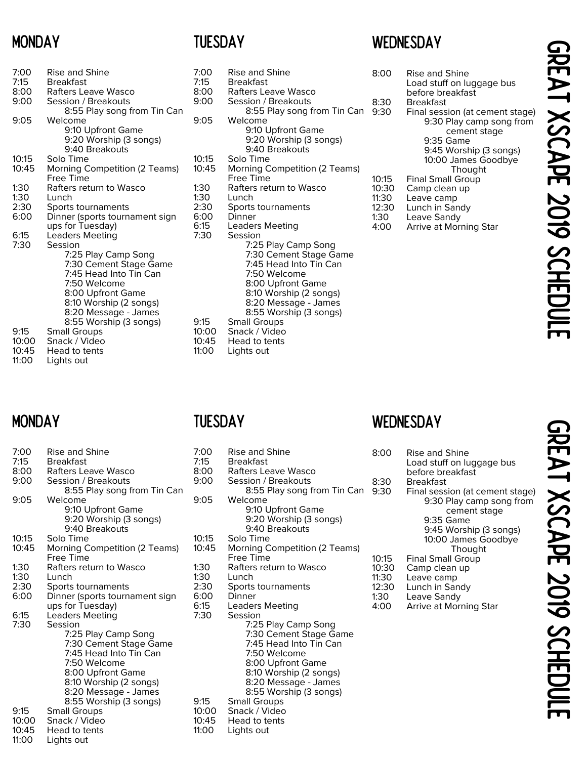# GREAT XSCAPE 2019 SCHEDULE

## MONDAY

7:00 Rise and Shine
7:15 Breakfast
8:00 Rafters Leave Wasco
9:00 Session / Breakouts
- 8:55 Play song from Tin Can

9:05 Welcome
- 9:10 Upfront Game
- 9:20 Worship (3 songs)
- 9:40 Breakouts

10:15 Solo Time
10:45 Morning Competition (2 Teams)
Free Time
1:30 Rafters return to Wasco
1:30 Lunch
2:30 Sports tournaments
6:00 Dinner (sports tournament sign ups for Tuesday)
6:15 Leaders Meeting
7:30 Session
- 7:25 Play Camp Song
- 7:30 Cement Stage Game
- 7:45 Head Into Tin Can
- 7:50 Welcome
- 8:00 Upfront Game
- 8:10 Worship (2 songs)
- 8:20 Message - James
- 8:55 Worship (3 songs)

9:15 Small Groups
10:00 Snack / Video
10:45 Head to tents
11:00 Lights out

## TUESDAY

7:00 Rise and Shine
7:15 Breakfast
8:00 Rafters Leave Wasco
9:00 Session / Breakouts
- 8:55 Play song from Tin Can

9:05 Welcome
- 9:10 Upfront Game
- 9:20 Worship (3 songs)
- 9:40 Breakouts

10:15 Solo Time
10:45 Morning Competition (2 Teams)
Free Time
1:30 Rafters return to Wasco
1:30 Lunch
2:30 Sports tournaments
6:00 Dinner
6:15 Leaders Meeting
7:30 Session
- 7:25 Play Camp Song
- 7:30 Cement Stage Game
- 7:45 Head Into Tin Can
- 7:50 Welcome
- 8:00 Upfront Game
- 8:10 Worship (2 songs)
- 8:20 Message - James
- 8:55 Worship (3 songs)

9:15 Small Groups
10:00 Snack / Video
10:45 Head to tents
11:00 Lights out

## WEDNESDAY

8:00 Rise and Shine
Load stuff on luggage bus before breakfast
8:30 Breakfast
9:30 Final session (at cement stage)
- 9:30 Play camp song from cement stage
- 9:35 Game
- 9:45 Worship (3 songs)
- 10:00 James Goodbye Thought

10:15 Final Small Group
10:30 Camp clean up
11:30 Leave camp
12:30 Lunch in Sandy
1:30 Leave Sandy
4:00 Arrive at Morning Star

# GREAT XSCAPE 2019 SCHEDULE

## MONDAY

7:00 Rise and Shine
7:15 Breakfast
8:00 Rafters Leave Wasco
9:00 Session / Breakouts
- 8:55 Play song from Tin Can

9:05 Welcome
- 9:10 Upfront Game
- 9:20 Worship (3 songs)
- 9:40 Breakouts

10:15 Solo Time
10:45 Morning Competition (2 Teams)
Free Time
1:30 Rafters return to Wasco
1:30 Lunch
2:30 Sports tournaments
6:00 Dinner (sports tournament sign ups for Tuesday)
6:15 Leaders Meeting
7:30 Session
- 7:25 Play Camp Song
- 7:30 Cement Stage Game
- 7:45 Head Into Tin Can
- 7:50 Welcome
- 8:00 Upfront Game
- 8:10 Worship (2 songs)
- 8:20 Message - James
- 8:55 Worship (3 songs)

9:15 Small Groups
10:00 Snack / Video
10:45 Head to tents
11:00 Lights out

## TUESDAY

7:00 Rise and Shine
7:15 Breakfast
8:00 Rafters Leave Wasco
9:00 Session / Breakouts
- 8:55 Play song from Tin Can

9:05 Welcome
- 9:10 Upfront Game
- 9:20 Worship (3 songs)
- 9:40 Breakouts

10:15 Solo Time
10:45 Morning Competition (2 Teams)
Free Time
1:30 Rafters return to Wasco
1:30 Lunch
2:30 Sports tournaments
6:00 Dinner
6:15 Leaders Meeting
7:30 Session
- 7:25 Play Camp Song
- 7:30 Cement Stage Game
- 7:45 Head Into Tin Can
- 7:50 Welcome
- 8:00 Upfront Game
- 8:10 Worship (2 songs)
- 8:20 Message - James
- 8:55 Worship (3 songs)

9:15 Small Groups
10:00 Snack / Video
10:45 Head to tents
11:00 Lights out

## WEDNESDAY

8:00 Rise and Shine
Load stuff on luggage bus before breakfast
8:30 Breakfast
9:30 Final session (at cement stage)
- 9:30 Play camp song from cement stage
- 9:35 Game
- 9:45 Worship (3 songs)
- 10:00 James Goodbye Thought

10:15 Final Small Group
10:30 Camp clean up
11:30 Leave camp
12:30 Lunch in Sandy
1:30 Leave Sandy
4:00 Arrive at Morning Star